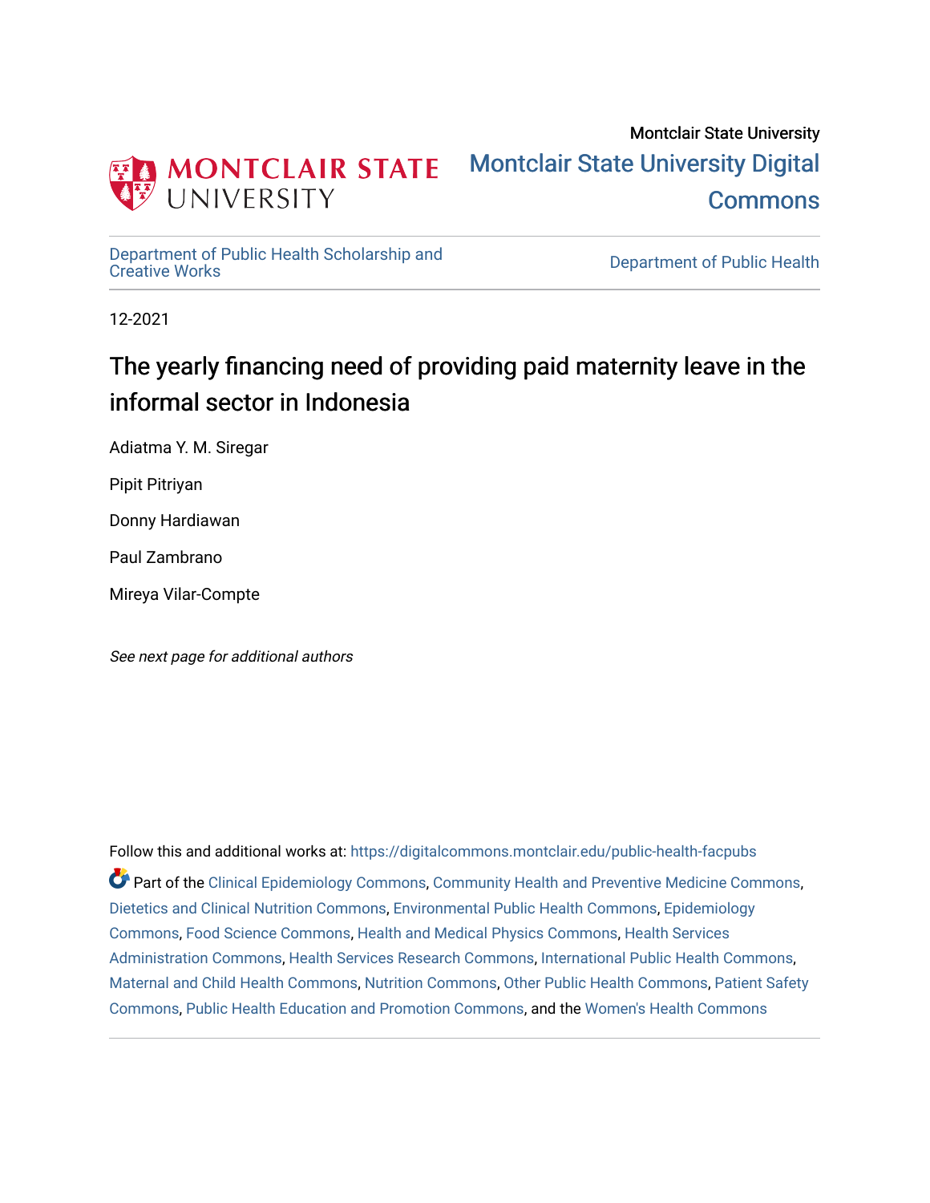Montclair State University

# Montclair State University Digital Commons

Department of Public Health Scholarship and Creative Works

Department of Public Health

12-2021

## The yearly financing need of providing paid maternity leave in the informal sector in Indonesia

Adiatma Y. M. Siregar

Pipit Pitriyan

Donny Hardiawan

Paul Zambrano

Mireya Vilar-Compte

*See next page for additional authors*

Follow this and additional works at: https://digitalcommons.montclair.edu/public-health-facpubs

Part of the Clinical Epidemiology Commons, Community Health and Preventive Medicine Commons, Dietetics and Clinical Nutrition Commons, Environmental Public Health Commons, Epidemiology Commons, Food Science Commons, Health and Medical Physics Commons, Health Services Administration Commons, Health Services Research Commons, International Public Health Commons, Maternal and Child Health Commons, Nutrition Commons, Other Public Health Commons, Patient Safety Commons, Public Health Education and Promotion Commons, and the Women's Health Commons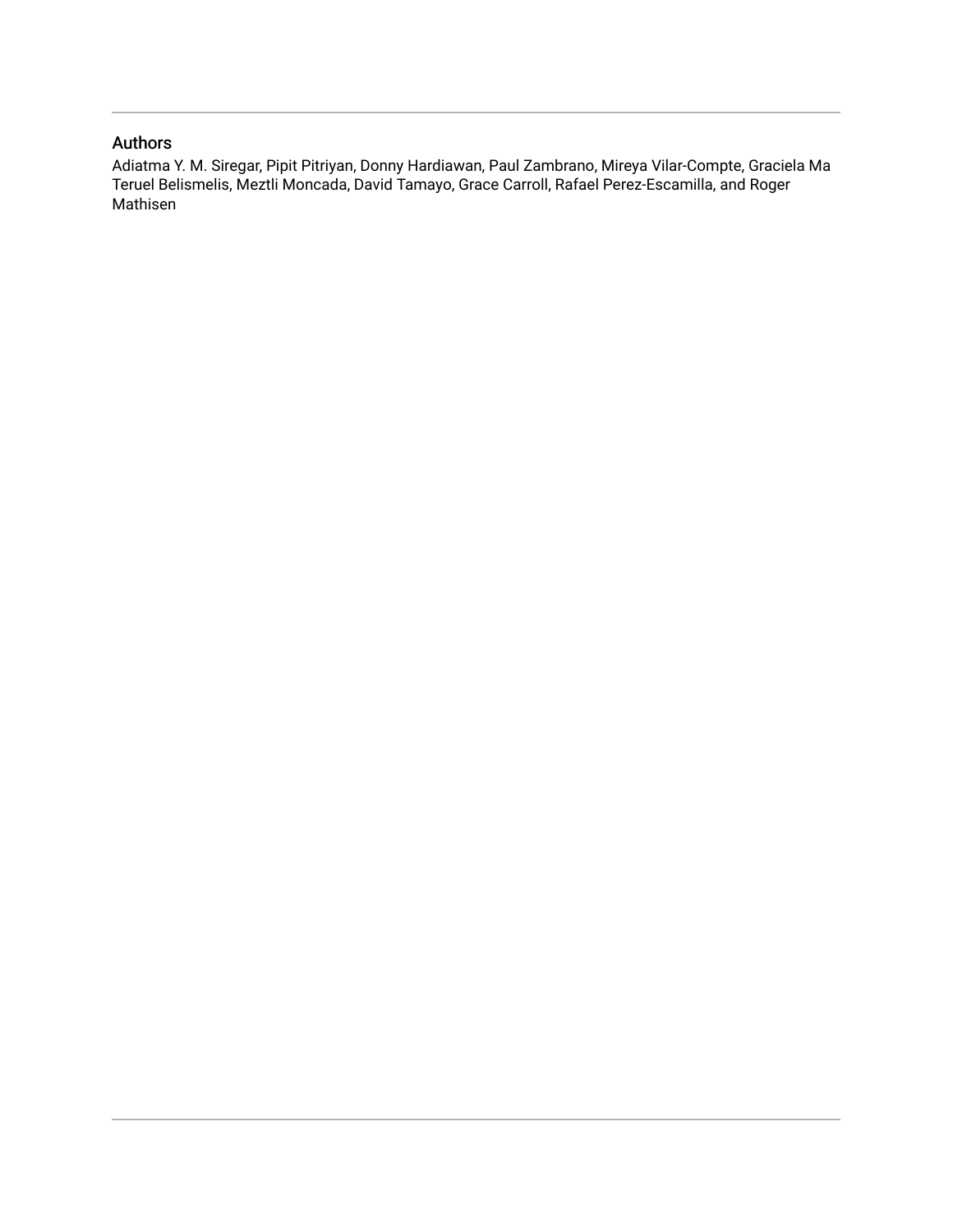## Authors

Adiatma Y. M. Siregar, Pipit Pitriyan, Donny Hardiawan, Paul Zambrano, Mireya Vilar-Compte, Graciela Ma Teruel Belismelis, Meztli Moncada, David Tamayo, Grace Carroll, Rafael Perez-Escamilla, and Roger Mathisen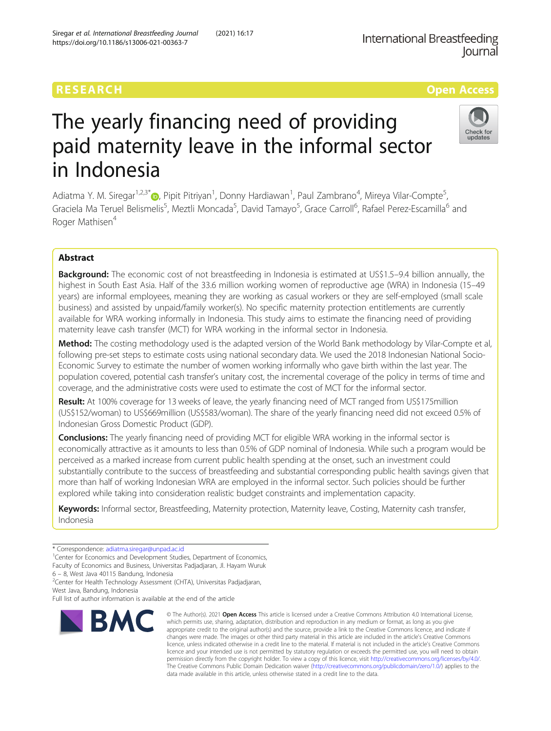# The yearly financing need of providing paid maternity leave in the informal sector in Indonesia

Adiatma Y. M. Siregar[1,2,3*], Pipit Pitriyan[1], Donny Hardiawan[1], Paul Zambrano[4], Mireya Vilar-Compte[5], Graciela Ma Teruel Belismelis[5], Meztli Moncada[5], David Tamayo[5], Grace Carroll[6], Rafael Perez-Escamilla[6] and Roger Mathisen[4]

## Abstract

**Background:** The economic cost of not breastfeeding in Indonesia is estimated at US$1.5–9.4 billion annually, the highest in South East Asia. Half of the 33.6 million working women of reproductive age (WRA) in Indonesia (15–49 years) are informal employees, meaning they are working as casual workers or they are self-employed (small scale business) and assisted by unpaid/family worker(s). No specific maternity protection entitlements are currently available for WRA working informally in Indonesia. This study aims to estimate the financing need of providing maternity leave cash transfer (MCT) for WRA working in the informal sector in Indonesia.

**Method:** The costing methodology used is the adapted version of the World Bank methodology by Vilar-Compte et al, following pre-set steps to estimate costs using national secondary data. We used the 2018 Indonesian National Socio-Economic Survey to estimate the number of women working informally who gave birth within the last year. The population covered, potential cash transfer's unitary cost, the incremental coverage of the policy in terms of time and coverage, and the administrative costs were used to estimate the cost of MCT for the informal sector.

**Result:** At 100% coverage for 13 weeks of leave, the yearly financing need of MCT ranged from US$175million (US$152/woman) to US$669million (US$583/woman). The share of the yearly financing need did not exceed 0.5% of Indonesian Gross Domestic Product (GDP).

**Conclusions:** The yearly financing need of providing MCT for eligible WRA working in the informal sector is economically attractive as it amounts to less than 0.5% of GDP nominal of Indonesia. While such a program would be perceived as a marked increase from current public health spending at the onset, such an investment could substantially contribute to the success of breastfeeding and substantial corresponding public health savings given that more than half of working Indonesian WRA are employed in the informal sector. Such policies should be further explored while taking into consideration realistic budget constraints and implementation capacity.

**Keywords:** Informal sector, Breastfeeding, Maternity protection, Maternity leave, Costing, Maternity cash transfer, Indonesia

---

* Correspondence: adiatma.siregar@unpad.ac.id

[1]Center for Economics and Development Studies, Department of Economics, Faculty of Economics and Business, Universitas Padjadjaran, Jl. Hayam Wuruk 6 – 8, West Java 40115 Bandung, Indonesia

[2]Center for Health Technology Assessment (CHTA), Universitas Padjadjaran, West Java, Bandung, Indonesia

Full list of author information is available at the end of the article

© The Author(s). 2021 **Open Access** This article is licensed under a Creative Commons Attribution 4.0 International License, which permits use, sharing, adaptation, distribution and reproduction in any medium or format, as long as you give appropriate credit to the original author(s) and the source, provide a link to the Creative Commons licence, and indicate if changes were made. The images or other third party material in this article are included in the article's Creative Commons licence, unless indicated otherwise in a credit line to the material. If material is not included in the article's Creative Commons licence and your intended use is not permitted by statutory regulation or exceeds the permitted use, you will need to obtain permission directly from the copyright holder. To view a copy of this licence, visit http://creativecommons.org/licenses/by/4.0/. The Creative Commons Public Domain Dedication waiver (http://creativecommons.org/publicdomain/zero/1.0/) applies to the data made available in this article, unless otherwise stated in a credit line to the data.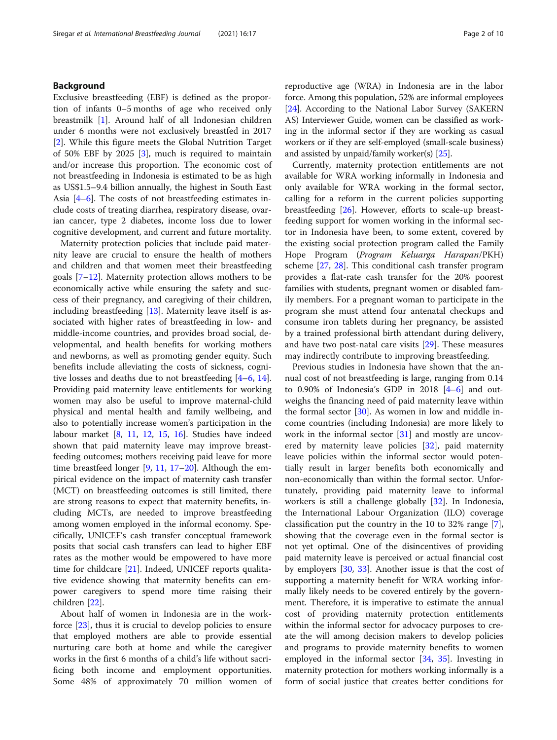## Background

Exclusive breastfeeding (EBF) is defined as the proportion of infants 0–5 months of age who received only breastmilk [1]. Around half of all Indonesian children under 6 months were not exclusively breastfed in 2017 [2]. While this figure meets the Global Nutrition Target of 50% EBF by 2025 [3], much is required to maintain and/or increase this proportion. The economic cost of not breastfeeding in Indonesia is estimated to be as high as US$1.5–9.4 billion annually, the highest in South East Asia [4–6]. The costs of not breastfeeding estimates include costs of treating diarrhea, respiratory disease, ovarian cancer, type 2 diabetes, income loss due to lower cognitive development, and current and future mortality.

Maternity protection policies that include paid maternity leave are crucial to ensure the health of mothers and children and that women meet their breastfeeding goals [7–12]. Maternity protection allows mothers to be economically active while ensuring the safety and success of their pregnancy, and caregiving of their children, including breastfeeding [13]. Maternity leave itself is associated with higher rates of breastfeeding in low- and middle-income countries, and provides broad social, developmental, and health benefits for working mothers and newborns, as well as promoting gender equity. Such benefits include alleviating the costs of sickness, cognitive losses and deaths due to not breastfeeding [4–6, 14]. Providing paid maternity leave entitlements for working women may also be useful to improve maternal-child physical and mental health and family wellbeing, and also to potentially increase women's participation in the labour market [8, 11, 12, 15, 16]. Studies have indeed shown that paid maternity leave may improve breastfeeding outcomes; mothers receiving paid leave for more time breastfeed longer [9, 11, 17–20]. Although the empirical evidence on the impact of maternity cash transfer (MCT) on breastfeeding outcomes is still limited, there are strong reasons to expect that maternity benefits, including MCTs, are needed to improve breastfeeding among women employed in the informal economy. Specifically, UNICEF's cash transfer conceptual framework posits that social cash transfers can lead to higher EBF rates as the mother would be empowered to have more time for childcare [21]. Indeed, UNICEF reports qualitative evidence showing that maternity benefits can empower caregivers to spend more time raising their children [22].

About half of women in Indonesia are in the workforce [23], thus it is crucial to develop policies to ensure that employed mothers are able to provide essential nurturing care both at home and while the caregiver works in the first 6 months of a child's life without sacrificing both income and employment opportunities. Some 48% of approximately 70 million women of reproductive age (WRA) in Indonesia are in the labor force. Among this population, 52% are informal employees [24]. According to the National Labor Survey (SAKERNAS) Interviewer Guide, women can be classified as working in the informal sector if they are working as casual workers or if they are self-employed (small-scale business) and assisted by unpaid/family worker(s) [25].

Currently, maternity protection entitlements are not available for WRA working informally in Indonesia and only available for WRA working in the formal sector, calling for a reform in the current policies supporting breastfeeding [26]. However, efforts to scale-up breastfeeding support for women working in the informal sector in Indonesia have been, to some extent, covered by the existing social protection program called the Family Hope Program (*Program Keluarga Harapan*/PKH) scheme [27, 28]. This conditional cash transfer program provides a flat-rate cash transfer for the 20% poorest families with students, pregnant women or disabled family members. For a pregnant woman to participate in the program she must attend four antenatal checkups and consume iron tablets during her pregnancy, be assisted by a trained professional birth attendant during delivery, and have two post-natal care visits [29]. These measures may indirectly contribute to improving breastfeeding.

Previous studies in Indonesia have shown that the annual cost of not breastfeeding is large, ranging from 0.14 to 0.90% of Indonesia's GDP in 2018 [4–6] and outweighs the financing need of paid maternity leave within the formal sector [30]. As women in low and middle income countries (including Indonesia) are more likely to work in the informal sector [31] and mostly are uncovered by maternity leave policies [32], paid maternity leave policies within the informal sector would potentially result in larger benefits both economically and non-economically than within the formal sector. Unfortunately, providing paid maternity leave to informal workers is still a challenge globally [32]. In Indonesia, the International Labour Organization (ILO) coverage classification put the country in the 10 to 32% range [7], showing that the coverage even in the formal sector is not yet optimal. One of the disincentives of providing paid maternity leave is perceived or actual financial cost by employers [30, 33]. Another issue is that the cost of supporting a maternity benefit for WRA working informally likely needs to be covered entirely by the government. Therefore, it is imperative to estimate the annual cost of providing maternity protection entitlements within the informal sector for advocacy purposes to create the will among decision makers to develop policies and programs to provide maternity benefits to women employed in the informal sector [34, 35]. Investing in maternity protection for mothers working informally is a form of social justice that creates better conditions for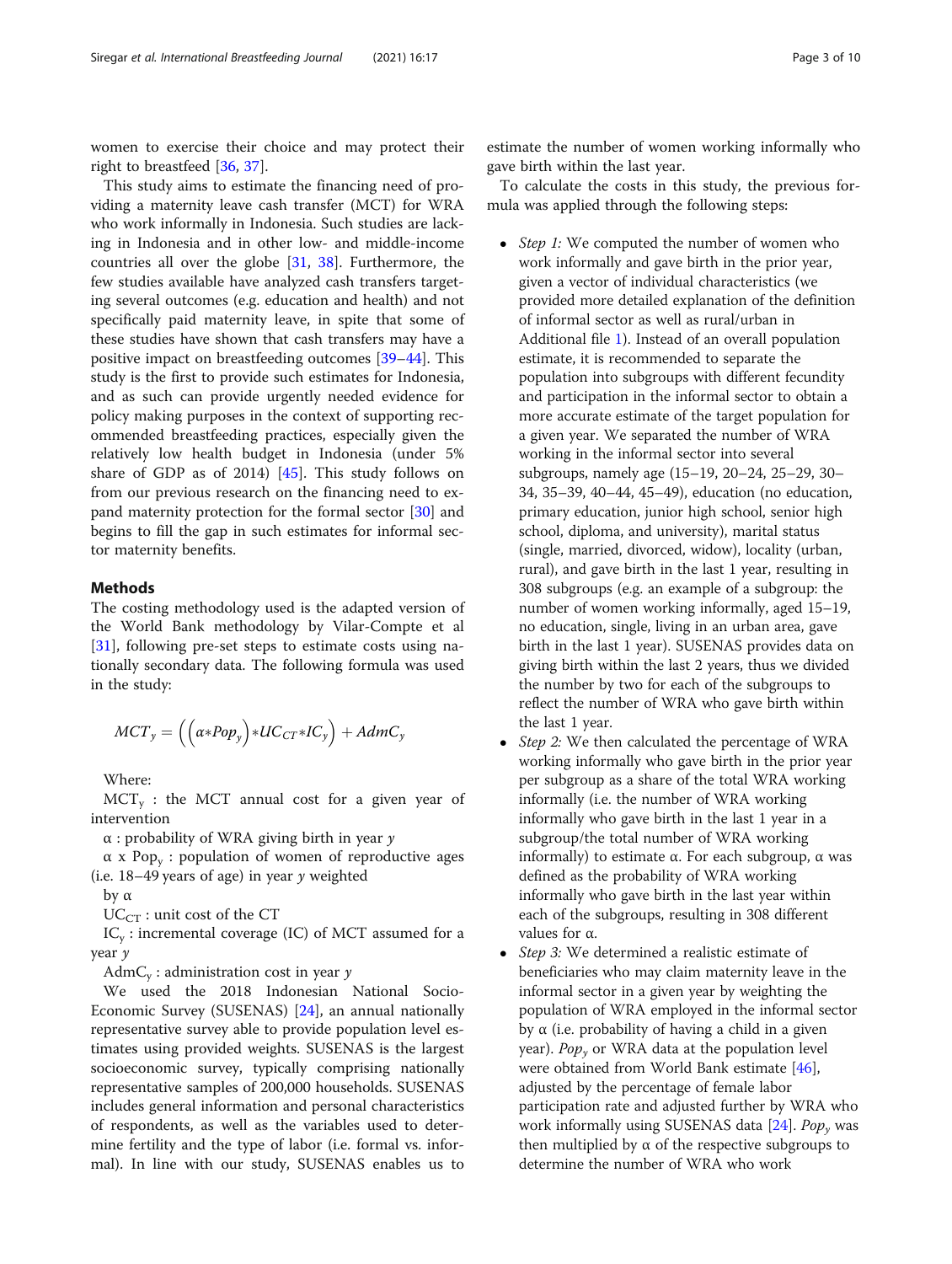women to exercise their choice and may protect their right to breastfeed [36, 37].

This study aims to estimate the financing need of providing a maternity leave cash transfer (MCT) for WRA who work informally in Indonesia. Such studies are lacking in Indonesia and in other low- and middle-income countries all over the globe [31, 38]. Furthermore, the few studies available have analyzed cash transfers targeting several outcomes (e.g. education and health) and not specifically paid maternity leave, in spite that some of these studies have shown that cash transfers may have a positive impact on breastfeeding outcomes [39–44]. This study is the first to provide such estimates for Indonesia, and as such can provide urgently needed evidence for policy making purposes in the context of supporting recommended breastfeeding practices, especially given the relatively low health budget in Indonesia (under 5% share of GDP as of 2014) [45]. This study follows on from our previous research on the financing need to expand maternity protection for the formal sector [30] and begins to fill the gap in such estimates for informal sector maternity benefits.

## Methods

The costing methodology used is the adapted version of the World Bank methodology by Vilar-Compte et al [31], following pre-set steps to estimate costs using nationally secondary data. The following formula was used in the study:

$$MCT_y = \left(\left(\alpha * Pop_y\right) * UC_{CT} * IC_y\right) + AdmC_y$$

Where:

$MCT_y$ : the MCT annual cost for a given year of intervention

$\alpha$ : probability of WRA giving birth in year $y$

$\alpha$ x $Pop_y$ : population of women of reproductive ages (i.e. 18–49 years of age) in year $y$ weighted by $\alpha$

$UC_{CT}$ : unit cost of the CT

$IC_y$ : incremental coverage (IC) of MCT assumed for a year $y$

$AdmC_y$ : administration cost in year $y$

We used the 2018 Indonesian National Socio-Economic Survey (SUSENAS) [24], an annual nationally representative survey able to provide population level estimates using provided weights. SUSENAS is the largest socioeconomic survey, typically comprising nationally representative samples of 200,000 households. SUSENAS includes general information and personal characteristics of respondents, as well as the variables used to determine fertility and the type of labor (i.e. formal vs. informal). In line with our study, SUSENAS enables us to estimate the number of women working informally who gave birth within the last year.

To calculate the costs in this study, the previous formula was applied through the following steps:

- *Step 1:* We computed the number of women who work informally and gave birth in the prior year, given a vector of individual characteristics (we provided more detailed explanation of the definition of informal sector as well as rural/urban in Additional file 1). Instead of an overall population estimate, it is recommended to separate the population into subgroups with different fecundity and participation in the informal sector to obtain a more accurate estimate of the target population for a given year. We separated the number of WRA working in the informal sector into several subgroups, namely age (15–19, 20–24, 25–29, 30–34, 35–39, 40–44, 45–49), education (no education, primary education, junior high school, senior high school, diploma, and university), marital status (single, married, divorced, widow), locality (urban, rural), and gave birth in the last 1 year, resulting in 308 subgroups (e.g. an example of a subgroup: the number of women working informally, aged 15–19, no education, single, living in an urban area, gave birth in the last 1 year). SUSENAS provides data on giving birth within the last 2 years, thus we divided the number by two for each of the subgroups to reflect the number of WRA who gave birth within the last 1 year.
- *Step 2:* We then calculated the percentage of WRA working informally who gave birth in the prior year per subgroup as a share of the total WRA working informally (i.e. the number of WRA working informally who gave birth in the last 1 year in a subgroup/the total number of WRA working informally) to estimate α. For each subgroup, α was defined as the probability of WRA working informally who gave birth in the last year within each of the subgroups, resulting in 308 different values for α.
- *Step 3:* We determined a realistic estimate of beneficiaries who may claim maternity leave in the informal sector in a given year by weighting the population of WRA employed in the informal sector by α (i.e. probability of having a child in a given year). $Pop_y$ or WRA data at the population level were obtained from World Bank estimate [46], adjusted by the percentage of female labor participation rate and adjusted further by WRA who work informally using SUSENAS data [24]. $Pop_y$ was then multiplied by α of the respective subgroups to determine the number of WRA who work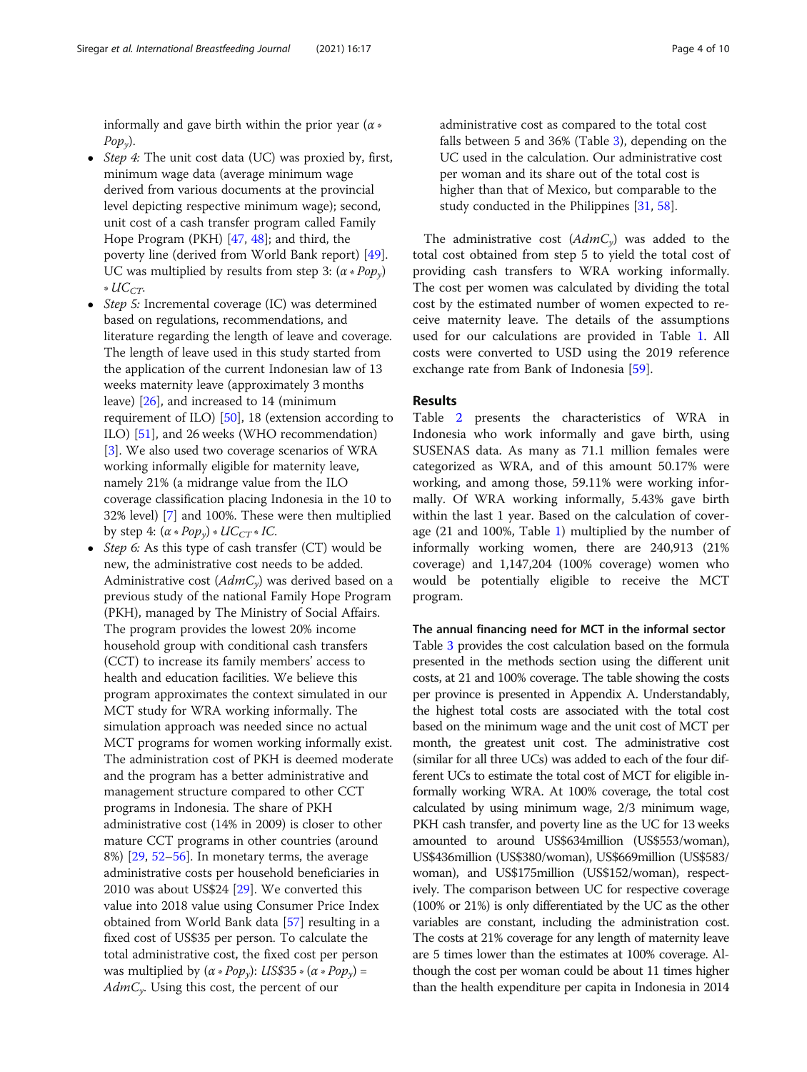informally and gave birth within the prior year ($\alpha * Pop_y$).

- *Step 4:* The unit cost data (UC) was proxied by, first, minimum wage data (average minimum wage derived from various documents at the provincial level depicting respective minimum wage); second, unit cost of a cash transfer program called Family Hope Program (PKH) [47, 48]; and third, the poverty line (derived from World Bank report) [49]. UC was multiplied by results from step 3: ($\alpha * Pop_y$) $* UC_{CT}$.
- *Step 5:* Incremental coverage (IC) was determined based on regulations, recommendations, and literature regarding the length of leave and coverage. The length of leave used in this study started from the application of the current Indonesian law of 13 weeks maternity leave (approximately 3 months leave) [26], and increased to 14 (minimum requirement of ILO) [50], 18 (extension according to ILO) [51], and 26 weeks (WHO recommendation) [3]. We also used two coverage scenarios of WRA working informally eligible for maternity leave, namely 21% (a midrange value from the ILO coverage classification placing Indonesia in the 10 to 32% level) [7] and 100%. These were then multiplied by step 4: ($\alpha * Pop_y$) $* UC_{CT} * IC$.
- *Step 6:* As this type of cash transfer (CT) would be new, the administrative cost needs to be added. Administrative cost ($AdmC_y$) was derived based on a previous study of the national Family Hope Program (PKH), managed by The Ministry of Social Affairs. The program provides the lowest 20% income household group with conditional cash transfers (CCT) to increase its family members' access to health and education facilities. We believe this program approximates the context simulated in our MCT study for WRA working informally. The simulation approach was needed since no actual MCT programs for women working informally exist. The administration cost of PKH is deemed moderate and the program has a better administrative and management structure compared to other CCT programs in Indonesia. The share of PKH administrative cost (14% in 2009) is closer to other mature CCT programs in other countries (around 8%) [29, 52–56]. In monetary terms, the average administrative costs per household beneficiaries in 2010 was about US$24 [29]. We converted this value into 2018 value using Consumer Price Index obtained from World Bank data [57] resulting in a fixed cost of US$35 per person. To calculate the total administrative cost, the fixed cost per person was multiplied by ($\alpha * Pop_y$): $US\$35 * (\alpha * Pop_y) = AdmC_y$. Using this cost, the percent of our administrative cost as compared to the total cost falls between 5 and 36% (Table 3), depending on the UC used in the calculation. Our administrative cost per woman and its share out of the total cost is higher than that of Mexico, but comparable to the study conducted in the Philippines [31, 58].

The administrative cost ($AdmC_y$) was added to the total cost obtained from step 5 to yield the total cost of providing cash transfers to WRA working informally. The cost per women was calculated by dividing the total cost by the estimated number of women expected to receive maternity leave. The details of the assumptions used for our calculations are provided in Table 1. All costs were converted to USD using the 2019 reference exchange rate from Bank of Indonesia [59].

## Results

Table 2 presents the characteristics of WRA in Indonesia who work informally and gave birth, using SUSENAS data. As many as 71.1 million females were categorized as WRA, and of this amount 50.17% were working, and among those, 59.11% were working informally. Of WRA working informally, 5.43% gave birth within the last 1 year. Based on the calculation of coverage (21 and 100%, Table 1) multiplied by the number of informally working women, there are 240,913 (21% coverage) and 1,147,204 (100% coverage) women who would be potentially eligible to receive the MCT program.

### The annual financing need for MCT in the informal sector

Table 3 provides the cost calculation based on the formula presented in the methods section using the different unit costs, at 21 and 100% coverage. The table showing the costs per province is presented in Appendix A. Understandably, the highest total costs are associated with the total cost based on the minimum wage and the unit cost of MCT per month, the greatest unit cost. The administrative cost (similar for all three UCs) was added to each of the four different UCs to estimate the total cost of MCT for eligible informally working WRA. At 100% coverage, the total cost calculated by using minimum wage, 2/3 minimum wage, PKH cash transfer, and poverty line as the UC for 13 weeks amounted to around US$634million (US$553/woman), US$436million (US$380/woman), US$669million (US$583/woman), and US$175million (US$152/woman), respectively. The comparison between UC for respective coverage (100% or 21%) is only differentiated by the UC as the other variables are constant, including the administration cost. The costs at 21% coverage for any length of maternity leave are 5 times lower than the estimates at 100% coverage. Although the cost per woman could be about 11 times higher than the health expenditure per capita in Indonesia in 2014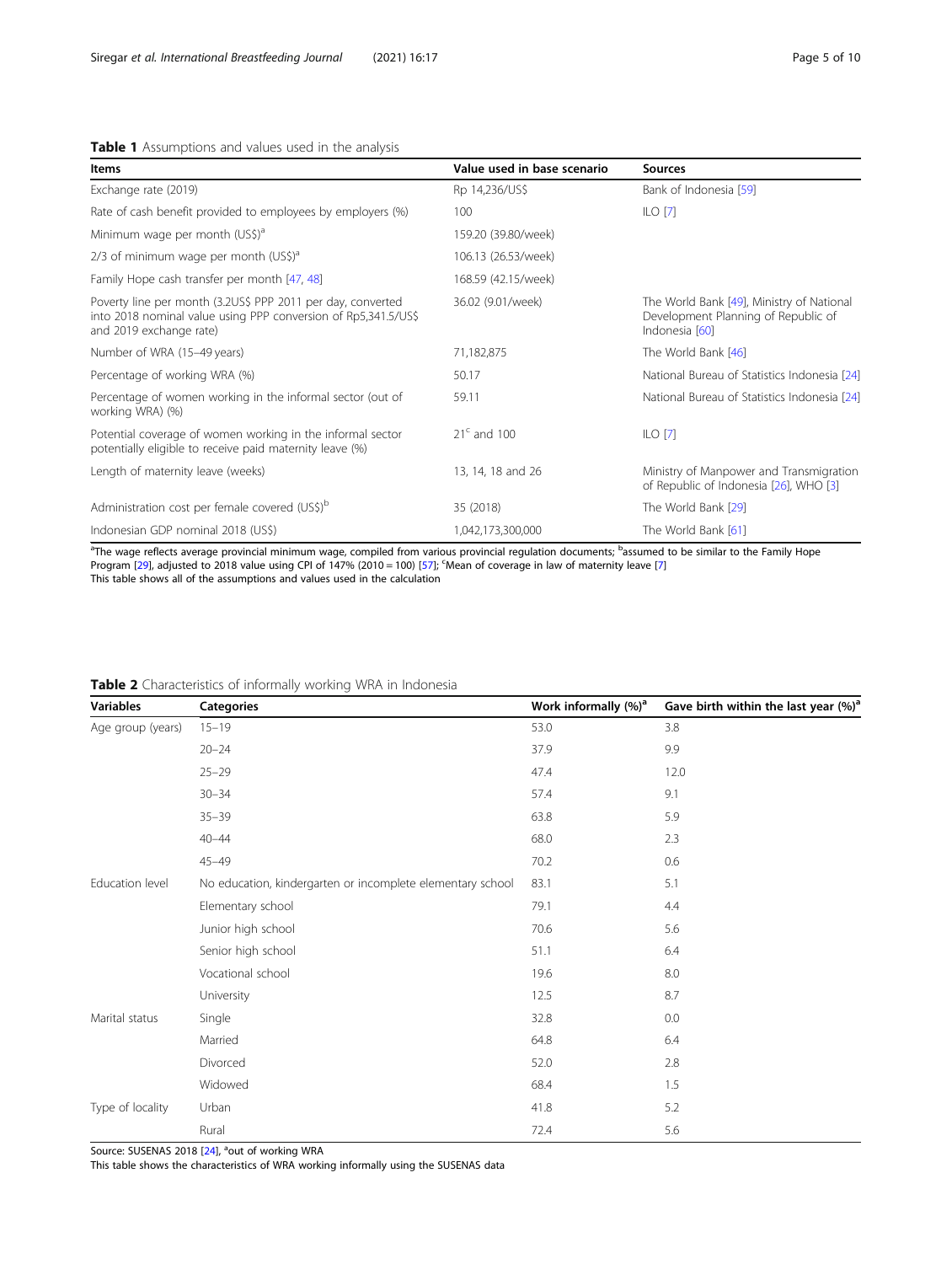**Table 1** Assumptions and values used in the analysis

| Items | Value used in base scenario | Sources |
| --- | --- | --- |
| Exchange rate (2019) | Rp 14,236/US$ | Bank of Indonesia [59] |
| Rate of cash benefit provided to employees by employers (%) | 100 | ILO [7] |
| Minimum wage per month (US$)[a] | 159.20 (39.80/week) | |
| 2/3 of minimum wage per month (US$)[a] | 106.13 (26.53/week) | |
| Family Hope cash transfer per month [47, 48] | 168.59 (42.15/week) | |
| Poverty line per month (3.2US$ PPP 2011 per day, converted into 2018 nominal value using PPP conversion of Rp5,341.5/US$ and 2019 exchange rate) | 36.02 (9.01/week) | The World Bank [49], Ministry of National Development Planning of Republic of Indonesia [60] |
| Number of WRA (15–49 years) | 71,182,875 | The World Bank [46] |
| Percentage of working WRA (%) | 50.17 | National Bureau of Statistics Indonesia [24] |
| Percentage of women working in the informal sector (out of working WRA) (%) | 59.11 | National Bureau of Statistics Indonesia [24] |
| Potential coverage of women working in the informal sector potentially eligible to receive paid maternity leave (%) | 21[c] and 100 | ILO [7] |
| Length of maternity leave (weeks) | 13, 14, 18 and 26 | Ministry of Manpower and Transmigration of Republic of Indonesia [26], WHO [3] |
| Administration cost per female covered (US$)[b] | 35 (2018) | The World Bank [29] |
| Indonesian GDP nominal 2018 (US$) | 1,042,173,300,000 | The World Bank [61] |

[a]The wage reflects average provincial minimum wage, compiled from various provincial regulation documents; [b]assumed to be similar to the Family Hope Program [29], adjusted to 2018 value using CPI of 147% (2010 = 100) [57]; [c]Mean of coverage in law of maternity leave [7]
This table shows all of the assumptions and values used in the calculation

**Table 2** Characteristics of informally working WRA in Indonesia

| Variables | Categories | Work informally (%)[a] | Gave birth within the last year (%)[a] |
| --- | --- | --- | --- |
| Age group (years) | 15–19 | 53.0 | 3.8 |
| | 20–24 | 37.9 | 9.9 |
| | 25–29 | 47.4 | 12.0 |
| | 30–34 | 57.4 | 9.1 |
| | 35–39 | 63.8 | 5.9 |
| | 40–44 | 68.0 | 2.3 |
| | 45–49 | 70.2 | 0.6 |
| Education level | No education, kindergarten or incomplete elementary school | 83.1 | 5.1 |
| | Elementary school | 79.1 | 4.4 |
| | Junior high school | 70.6 | 5.6 |
| | Senior high school | 51.1 | 6.4 |
| | Vocational school | 19.6 | 8.0 |
| | University | 12.5 | 8.7 |
| Marital status | Single | 32.8 | 0.0 |
| | Married | 64.8 | 6.4 |
| | Divorced | 52.0 | 2.8 |
| | Widowed | 68.4 | 1.5 |
| Type of locality | Urban | 41.8 | 5.2 |
| | Rural | 72.4 | 5.6 |

Source: SUSENAS 2018 [24], [a]out of working WRA
This table shows the characteristics of WRA working informally using the SUSENAS data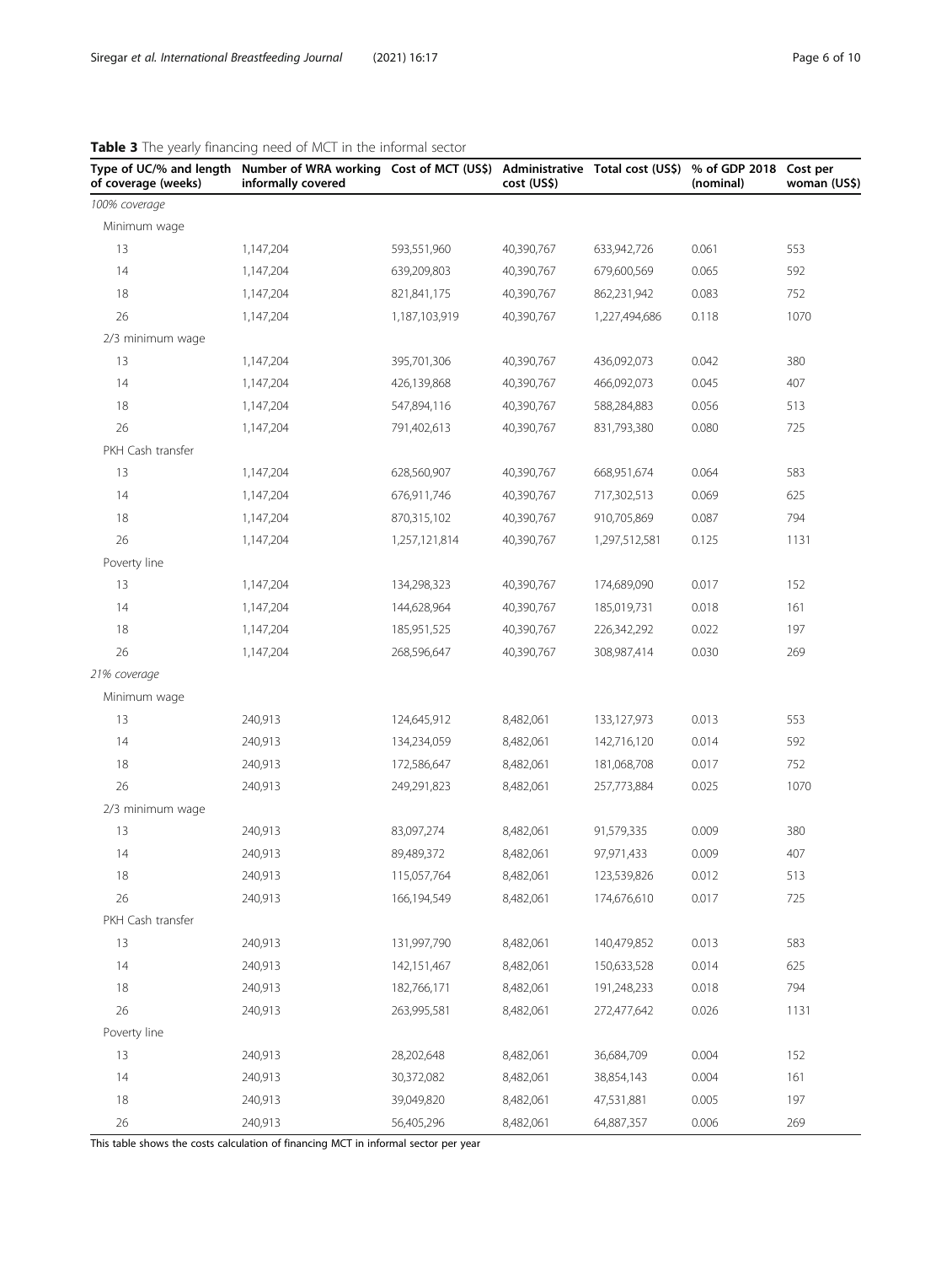**Table 3** The yearly financing need of MCT in the informal sector

| Type of UC/% and length of coverage (weeks) | Number of WRA working informally covered | Cost of MCT (US$) | Administrative cost (US$) | Total cost (US$) | % of GDP 2018 (nominal) | Cost per woman (US$) |
|---|---|---|---|---|---|---|
| *100% coverage* | | | | | | |
| Minimum wage | | | | | | |
| 13 | 1,147,204 | 593,551,960 | 40,390,767 | 633,942,726 | 0.061 | 553 |
| 14 | 1,147,204 | 639,209,803 | 40,390,767 | 679,600,569 | 0.065 | 592 |
| 18 | 1,147,204 | 821,841,175 | 40,390,767 | 862,231,942 | 0.083 | 752 |
| 26 | 1,147,204 | 1,187,103,919 | 40,390,767 | 1,227,494,686 | 0.118 | 1070 |
| 2/3 minimum wage | | | | | | |
| 13 | 1,147,204 | 395,701,306 | 40,390,767 | 436,092,073 | 0.042 | 380 |
| 14 | 1,147,204 | 426,139,868 | 40,390,767 | 466,092,073 | 0.045 | 407 |
| 18 | 1,147,204 | 547,894,116 | 40,390,767 | 588,284,883 | 0.056 | 513 |
| 26 | 1,147,204 | 791,402,613 | 40,390,767 | 831,793,380 | 0.080 | 725 |
| PKH Cash transfer | | | | | | |
| 13 | 1,147,204 | 628,560,907 | 40,390,767 | 668,951,674 | 0.064 | 583 |
| 14 | 1,147,204 | 676,911,746 | 40,390,767 | 717,302,513 | 0.069 | 625 |
| 18 | 1,147,204 | 870,315,102 | 40,390,767 | 910,705,869 | 0.087 | 794 |
| 26 | 1,147,204 | 1,257,121,814 | 40,390,767 | 1,297,512,581 | 0.125 | 1131 |
| Poverty line | | | | | | |
| 13 | 1,147,204 | 134,298,323 | 40,390,767 | 174,689,090 | 0.017 | 152 |
| 14 | 1,147,204 | 144,628,964 | 40,390,767 | 185,019,731 | 0.018 | 161 |
| 18 | 1,147,204 | 185,951,525 | 40,390,767 | 226,342,292 | 0.022 | 197 |
| 26 | 1,147,204 | 268,596,647 | 40,390,767 | 308,987,414 | 0.030 | 269 |
| *21% coverage* | | | | | | |
| Minimum wage | | | | | | |
| 13 | 240,913 | 124,645,912 | 8,482,061 | 133,127,973 | 0.013 | 553 |
| 14 | 240,913 | 134,234,059 | 8,482,061 | 142,716,120 | 0.014 | 592 |
| 18 | 240,913 | 172,586,647 | 8,482,061 | 181,068,708 | 0.017 | 752 |
| 26 | 240,913 | 249,291,823 | 8,482,061 | 257,773,884 | 0.025 | 1070 |
| 2/3 minimum wage | | | | | | |
| 13 | 240,913 | 83,097,274 | 8,482,061 | 91,579,335 | 0.009 | 380 |
| 14 | 240,913 | 89,489,372 | 8,482,061 | 97,971,433 | 0.009 | 407 |
| 18 | 240,913 | 115,057,764 | 8,482,061 | 123,539,826 | 0.012 | 513 |
| 26 | 240,913 | 166,194,549 | 8,482,061 | 174,676,610 | 0.017 | 725 |
| PKH Cash transfer | | | | | | |
| 13 | 240,913 | 131,997,790 | 8,482,061 | 140,479,852 | 0.013 | 583 |
| 14 | 240,913 | 142,151,467 | 8,482,061 | 150,633,528 | 0.014 | 625 |
| 18 | 240,913 | 182,766,171 | 8,482,061 | 191,248,233 | 0.018 | 794 |
| 26 | 240,913 | 263,995,581 | 8,482,061 | 272,477,642 | 0.026 | 1131 |
| Poverty line | | | | | | |
| 13 | 240,913 | 28,202,648 | 8,482,061 | 36,684,709 | 0.004 | 152 |
| 14 | 240,913 | 30,372,082 | 8,482,061 | 38,854,143 | 0.004 | 161 |
| 18 | 240,913 | 39,049,820 | 8,482,061 | 47,531,881 | 0.005 | 197 |
| 26 | 240,913 | 56,405,296 | 8,482,061 | 64,887,357 | 0.006 | 269 |

This table shows the costs calculation of financing MCT in informal sector per year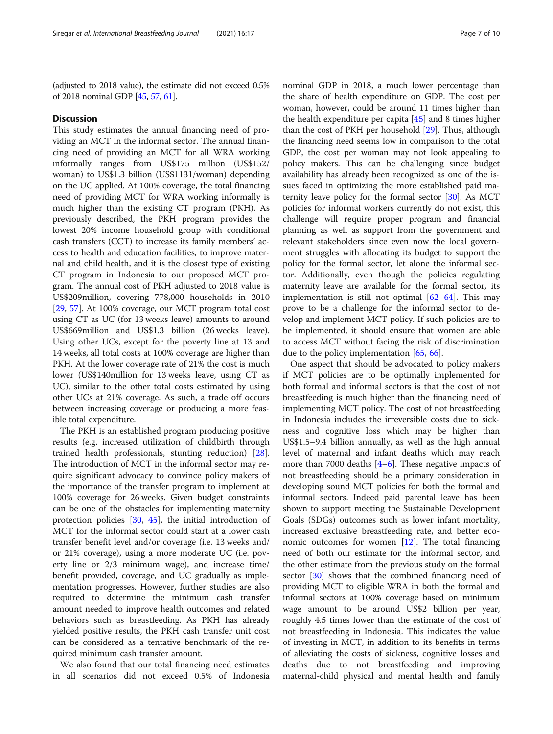(adjusted to 2018 value), the estimate did not exceed 0.5% of 2018 nominal GDP [45, 57, 61].

## Discussion

This study estimates the annual financing need of providing an MCT in the informal sector. The annual financing need of providing an MCT for all WRA working informally ranges from US$175 million (US$152/woman) to US$1.3 billion (US$1131/woman) depending on the UC applied. At 100% coverage, the total financing need of providing MCT for WRA working informally is much higher than the existing CT program (PKH). As previously described, the PKH program provides the lowest 20% income household group with conditional cash transfers (CCT) to increase its family members' access to health and education facilities, to improve maternal and child health, and it is the closest type of existing CT program in Indonesia to our proposed MCT program. The annual cost of PKH adjusted to 2018 value is US$209million, covering 778,000 households in 2010 [29, 57]. At 100% coverage, our MCT program total cost using CT as UC (for 13 weeks leave) amounts to around US$669million and US$1.3 billion (26 weeks leave). Using other UCs, except for the poverty line at 13 and 14 weeks, all total costs at 100% coverage are higher than PKH. At the lower coverage rate of 21% the cost is much lower (US$140million for 13 weeks leave, using CT as UC), similar to the other total costs estimated by using other UCs at 21% coverage. As such, a trade off occurs between increasing coverage or producing a more feasible total expenditure.

The PKH is an established program producing positive results (e.g. increased utilization of childbirth through trained health professionals, stunting reduction) [28]. The introduction of MCT in the informal sector may require significant advocacy to convince policy makers of the importance of the transfer program to implement at 100% coverage for 26 weeks. Given budget constraints can be one of the obstacles for implementing maternity protection policies [30, 45], the initial introduction of MCT for the informal sector could start at a lower cash transfer benefit level and/or coverage (i.e. 13 weeks and/or 21% coverage), using a more moderate UC (i.e. poverty line or 2/3 minimum wage), and increase time/benefit provided, coverage, and UC gradually as implementation progresses. However, further studies are also required to determine the minimum cash transfer amount needed to improve health outcomes and related behaviors such as breastfeeding. As PKH has already yielded positive results, the PKH cash transfer unit cost can be considered as a tentative benchmark of the required minimum cash transfer amount.

We also found that our total financing need estimates in all scenarios did not exceed 0.5% of Indonesia nominal GDP in 2018, a much lower percentage than the share of health expenditure on GDP. The cost per woman, however, could be around 11 times higher than the health expenditure per capita [45] and 8 times higher than the cost of PKH per household [29]. Thus, although the financing need seems low in comparison to the total GDP, the cost per woman may not look appealing to policy makers. This can be challenging since budget availability has already been recognized as one of the issues faced in optimizing the more established paid maternity leave policy for the formal sector [30]. As MCT policies for informal workers currently do not exist, this challenge will require proper program and financial planning as well as support from the government and relevant stakeholders since even now the local government struggles with allocating its budget to support the policy for the formal sector, let alone the informal sector. Additionally, even though the policies regulating maternity leave are available for the formal sector, its implementation is still not optimal [62–64]. This may prove to be a challenge for the informal sector to develop and implement MCT policy. If such policies are to be implemented, it should ensure that women are able to access MCT without facing the risk of discrimination due to the policy implementation [65, 66].

One aspect that should be advocated to policy makers if MCT policies are to be optimally implemented for both formal and informal sectors is that the cost of not breastfeeding is much higher than the financing need of implementing MCT policy. The cost of not breastfeeding in Indonesia includes the irreversible costs due to sickness and cognitive loss which may be higher than US$1.5–9.4 billion annually, as well as the high annual level of maternal and infant deaths which may reach more than 7000 deaths [4–6]. These negative impacts of not breastfeeding should be a primary consideration in developing sound MCT policies for both the formal and informal sectors. Indeed paid parental leave has been shown to support meeting the Sustainable Development Goals (SDGs) outcomes such as lower infant mortality, increased exclusive breastfeeding rate, and better economic outcomes for women [12]. The total financing need of both our estimate for the informal sector, and the other estimate from the previous study on the formal sector [30] shows that the combined financing need of providing MCT to eligible WRA in both the formal and informal sectors at 100% coverage based on minimum wage amount to be around US$2 billion per year, roughly 4.5 times lower than the estimate of the cost of not breastfeeding in Indonesia. This indicates the value of investing in MCT, in addition to its benefits in terms of alleviating the costs of sickness, cognitive losses and deaths due to not breastfeeding and improving maternal-child physical and mental health and family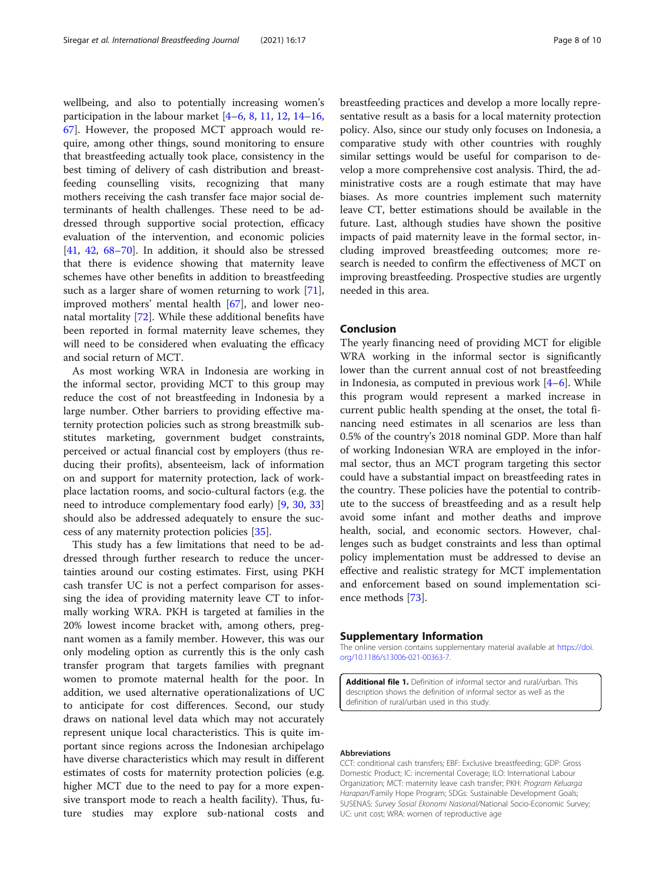wellbeing, and also to potentially increasing women's participation in the labour market [4–6, 8, 11, 12, 14–16, 67]. However, the proposed MCT approach would require, among other things, sound monitoring to ensure that breastfeeding actually took place, consistency in the best timing of delivery of cash distribution and breastfeeding counselling visits, recognizing that many mothers receiving the cash transfer face major social determinants of health challenges. These need to be addressed through supportive social protection, efficacy evaluation of the intervention, and economic policies [41, 42, 68–70]. In addition, it should also be stressed that there is evidence showing that maternity leave schemes have other benefits in addition to breastfeeding such as a larger share of women returning to work [71], improved mothers' mental health [67], and lower neonatal mortality [72]. While these additional benefits have been reported in formal maternity leave schemes, they will need to be considered when evaluating the efficacy and social return of MCT.

As most working WRA in Indonesia are working in the informal sector, providing MCT to this group may reduce the cost of not breastfeeding in Indonesia by a large number. Other barriers to providing effective maternity protection policies such as strong breastmilk substitutes marketing, government budget constraints, perceived or actual financial cost by employers (thus reducing their profits), absenteeism, lack of information on and support for maternity protection, lack of workplace lactation rooms, and socio-cultural factors (e.g. the need to introduce complementary food early) [9, 30, 33] should also be addressed adequately to ensure the success of any maternity protection policies [35].

This study has a few limitations that need to be addressed through further research to reduce the uncertainties around our costing estimates. First, using PKH cash transfer UC is not a perfect comparison for assessing the idea of providing maternity leave CT to informally working WRA. PKH is targeted at families in the 20% lowest income bracket with, among others, pregnant women as a family member. However, this was our only modeling option as currently this is the only cash transfer program that targets families with pregnant women to promote maternal health for the poor. In addition, we used alternative operationalizations of UC to anticipate for cost differences. Second, our study draws on national level data which may not accurately represent unique local characteristics. This is quite important since regions across the Indonesian archipelago have diverse characteristics which may result in different estimates of costs for maternity protection policies (e.g. higher MCT due to the need to pay for a more expensive transport mode to reach a health facility). Thus, future studies may explore sub-national costs and breastfeeding practices and develop a more locally representative result as a basis for a local maternity protection policy. Also, since our study only focuses on Indonesia, a comparative study with other countries with roughly similar settings would be useful for comparison to develop a more comprehensive cost analysis. Third, the administrative costs are a rough estimate that may have biases. As more countries implement such maternity leave CT, better estimations should be available in the future. Last, although studies have shown the positive impacts of paid maternity leave in the formal sector, including improved breastfeeding outcomes; more research is needed to confirm the effectiveness of MCT on improving breastfeeding. Prospective studies are urgently needed in this area.

## Conclusion

The yearly financing need of providing MCT for eligible WRA working in the informal sector is significantly lower than the current annual cost of not breastfeeding in Indonesia, as computed in previous work [4–6]. While this program would represent a marked increase in current public health spending at the onset, the total financing need estimates in all scenarios are less than 0.5% of the country's 2018 nominal GDP. More than half of working Indonesian WRA are employed in the informal sector, thus an MCT program targeting this sector could have a substantial impact on breastfeeding rates in the country. These policies have the potential to contribute to the success of breastfeeding and as a result help avoid some infant and mother deaths and improve health, social, and economic sectors. However, challenges such as budget constraints and less than optimal policy implementation must be addressed to devise an effective and realistic strategy for MCT implementation and enforcement based on sound implementation science methods [73].

## Supplementary Information

The online version contains supplementary material available at https://doi.org/10.1186/s13006-021-00363-7.

**Additional file 1.** Definition of informal sector and rural/urban. This description shows the definition of informal sector as well as the definition of rural/urban used in this study.

#### Abbreviations

CCT: conditional cash transfers; EBF: Exclusive breastfeeding; GDP: Gross Domestic Product; IC: incremental Coverage; ILO: International Labour Organization; MCT: maternity leave cash transfer; PKH: *Program Keluarga Harapan*/Family Hope Program; SDGs: Sustainable Development Goals; SUSENAS: *Survey Sosial Ekonomi Nasional*/National Socio-Economic Survey; UC: unit cost; WRA: women of reproductive age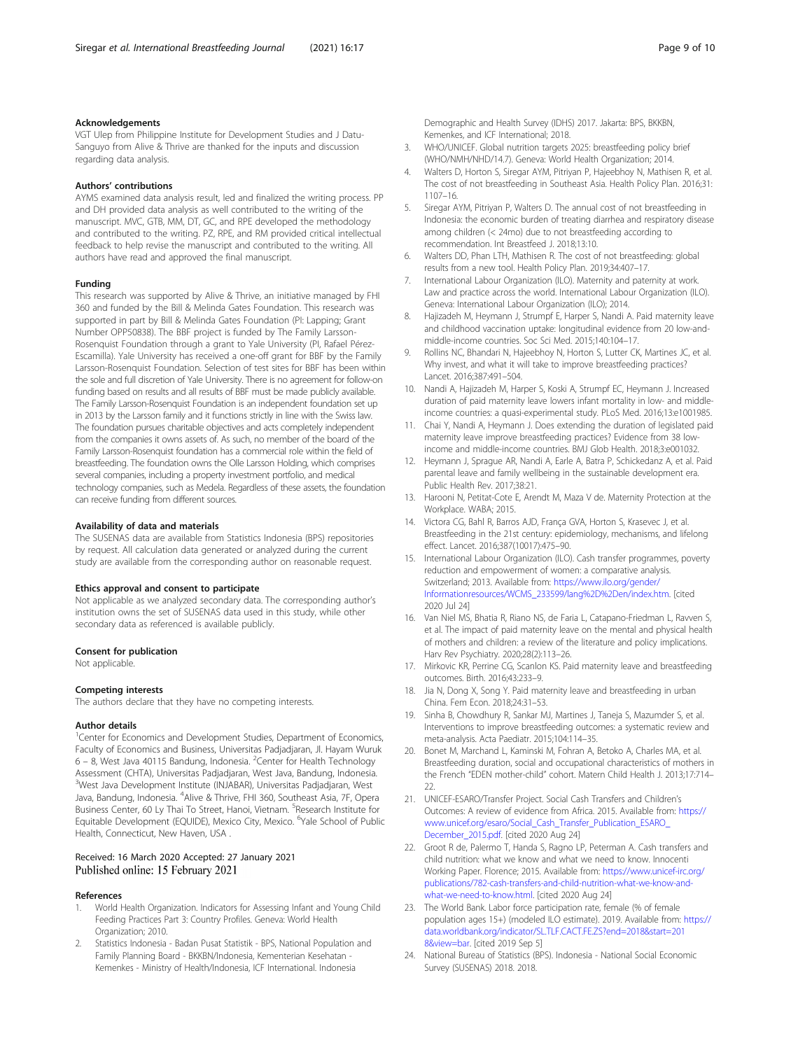### Acknowledgements

VGT Ulep from Philippine Institute for Development Studies and J Datu-Sanguyo from Alive & Thrive are thanked for the inputs and discussion regarding data analysis.

### Authors' contributions

AYMS examined data analysis result, led and finalized the writing process. PP and DH provided data analysis as well contributed to the writing of the manuscript. MVC, GTB, MM, DT, GC, and RPE developed the methodology and contributed to the writing. PZ, RPE, and RM provided critical intellectual feedback to help revise the manuscript and contributed to the writing. All authors have read and approved the final manuscript.

### Funding

This research was supported by Alive & Thrive, an initiative managed by FHI 360 and funded by the Bill & Melinda Gates Foundation. This research was supported in part by Bill & Melinda Gates Foundation (PI: Lapping; Grant Number OPP50838). The BBF project is funded by The Family Larsson-Rosenquist Foundation through a grant to Yale University (PI, Rafael Pérez-Escamilla). Yale University has received a one-off grant for BBF by the Family Larsson-Rosenquist Foundation. Selection of test sites for BBF has been within the sole and full discretion of Yale University. There is no agreement for follow-on funding based on results and all results of BBF must be made publicly available. The Family Larsson-Rosenquist Foundation is an independent foundation set up in 2013 by the Larsson family and it functions strictly in line with the Swiss law. The foundation pursues charitable objectives and acts completely independent from the companies it owns assets of. As such, no member of the board of the Family Larsson-Rosenquist foundation has a commercial role within the field of breastfeeding. The foundation owns the Olle Larsson Holding, which comprises several companies, including a property investment portfolio, and medical technology companies, such as Medela. Regardless of these assets, the foundation can receive funding from different sources.

### Availability of data and materials

The SUSENAS data are available from Statistics Indonesia (BPS) repositories by request. All calculation data generated or analyzed during the current study are available from the corresponding author on reasonable request.

### Ethics approval and consent to participate

Not applicable as we analyzed secondary data. The corresponding author's institution owns the set of SUSENAS data used in this study, while other secondary data as referenced is available publicly.

### Consent for publication

Not applicable.

### Competing interests

The authors declare that they have no competing interests.

### Author details

[1]Center for Economics and Development Studies, Department of Economics, Faculty of Economics and Business, Universitas Padjadjaran, Jl. Hayam Wuruk 6 – 8, West Java 40115 Bandung, Indonesia. [2]Center for Health Technology Assessment (CHTA), Universitas Padjadjaran, West Java, Bandung, Indonesia. [3]West Java Development Institute (INJABAR), Universitas Padjadjaran, West Java, Bandung, Indonesia. [4]Alive & Thrive, FHI 360, Southeast Asia, 7F, Opera Business Center, 60 Ly Thai To Street, Hanoi, Vietnam. [5]Research Institute for Equitable Development (EQUIDE), Mexico City, Mexico. [6]Yale School of Public Health, Connecticut, New Haven, USA .

Received: 16 March 2020 Accepted: 27 January 2021
Published online: 15 February 2021

### References

1. World Health Organization. Indicators for Assessing Infant and Young Child Feeding Practices Part 3: Country Profiles. Geneva: World Health Organization; 2010.
2. Statistics Indonesia - Badan Pusat Statistik - BPS, National Population and Family Planning Board - BKKBN/Indonesia, Kementerian Kesehatan - Kemenkes - Ministry of Health/Indonesia, ICF International. Indonesia Demographic and Health Survey (IDHS) 2017. Jakarta: BPS, BKKBN, Kemenkes, and ICF International; 2018.
3. WHO/UNICEF. Global nutrition targets 2025: breastfeeding policy brief (WHO/NMH/NHD/14.7). Geneva: World Health Organization; 2014.
4. Walters D, Horton S, Siregar AYM, Pitriyan P, Hajeebhoy N, Mathisen R, et al. The cost of not breastfeeding in Southeast Asia. Health Policy Plan. 2016;31:1107–16.
5. Siregar AYM, Pitriyan P, Walters D. The annual cost of not breastfeeding in Indonesia: the economic burden of treating diarrhea and respiratory disease among children (< 24mo) due to not breastfeeding according to recommendation. Int Breastfeed J. 2018;13:10.
6. Walters DD, Phan LTH, Mathisen R. The cost of not breastfeeding: global results from a new tool. Health Policy Plan. 2019;34:407–17.
7. International Labour Organization (ILO). Maternity and paternity at work. Law and practice across the world. International Labour Organization (ILO). Geneva: International Labour Organization (ILO); 2014.
8. Hajizadeh M, Heymann J, Strumpf E, Harper S, Nandi A. Paid maternity leave and childhood vaccination uptake: longitudinal evidence from 20 low-and-middle-income countries. Soc Sci Med. 2015;140:104–17.
9. Rollins NC, Bhandari N, Hajeebhoy N, Horton S, Lutter CK, Martines JC, et al. Why invest, and what it will take to improve breastfeeding practices? Lancet. 2016;387:491–504.
10. Nandi A, Hajizadeh M, Harper S, Koski A, Strumpf EC, Heymann J. Increased duration of paid maternity leave lowers infant mortality in low- and middle-income countries: a quasi-experimental study. PLoS Med. 2016;13:e1001985.
11. Chai Y, Nandi A, Heymann J. Does extending the duration of legislated paid maternity leave improve breastfeeding practices? Evidence from 38 low-income and middle-income countries. BMJ Glob Health. 2018;3:e001032.
12. Heymann J, Sprague AR, Nandi A, Earle A, Batra P, Schickedanz A, et al. Paid parental leave and family wellbeing in the sustainable development era. Public Health Rev. 2017;38:21.
13. Harooni N, Petitat-Cote E, Arendt M, Maza V de. Maternity Protection at the Workplace. WABA; 2015.
14. Victora CG, Bahl R, Barros AJD, França GVA, Horton S, Krasevec J, et al. Breastfeeding in the 21st century: epidemiology, mechanisms, and lifelong effect. Lancet. 2016;387(10017):475–90.
15. International Labour Organization (ILO). Cash transfer programmes, poverty reduction and empowerment of women: a comparative analysis. Switzerland; 2013. Available from: https://www.ilo.org/gender/Informationresources/WCMS_233599/lang%2D%2Den/index.htm. [cited 2020 Jul 24]
16. Van Niel MS, Bhatia R, Riano NS, de Faria L, Catapano-Friedman L, Ravven S, et al. The impact of paid maternity leave on the mental and physical health of mothers and children: a review of the literature and policy implications. Harv Rev Psychiatry. 2020;28(2):113–26.
17. Mirkovic KR, Perrine CG, Scanlon KS. Paid maternity leave and breastfeeding outcomes. Birth. 2016;43:233–9.
18. Jia N, Dong X, Song Y. Paid maternity leave and breastfeeding in urban China. Fem Econ. 2018;24:31–53.
19. Sinha B, Chowdhury R, Sankar MJ, Martines J, Taneja S, Mazumder S, et al. Interventions to improve breastfeeding outcomes: a systematic review and meta-analysis. Acta Paediatr. 2015;104:114–35.
20. Bonet M, Marchand L, Kaminski M, Fohran A, Betoko A, Charles MA, et al. Breastfeeding duration, social and occupational characteristics of mothers in the French "EDEN mother-child" cohort. Matern Child Health J. 2013;17:714–22.
21. UNICEF-ESARO/Transfer Project. Social Cash Transfers and Children's Outcomes: A review of evidence from Africa. 2015. Available from: https://www.unicef.org/esaro/Social_Cash_Transfer_Publication_ESARO_December_2015.pdf. [cited 2020 Aug 24]
22. Groot R de, Palermo T, Handa S, Ragno LP, Peterman A. Cash transfers and child nutrition: what we know and what we need to know. Innocenti Working Paper. Florence; 2015. Available from: https://www.unicef-irc.org/publications/782-cash-transfers-and-child-nutrition-what-we-know-and-what-we-need-to-know.html. [cited 2020 Aug 24]
23. The World Bank. Labor force participation rate, female (% of female population ages 15+) (modeled ILO estimate). 2019. Available from: https://data.worldbank.org/indicator/SL.TLF.CACT.FE.ZS?end=2018&start=2018&view=bar. [cited 2019 Sep 5]
24. National Bureau of Statistics (BPS). Indonesia - National Social Economic Survey (SUSENAS) 2018. 2018.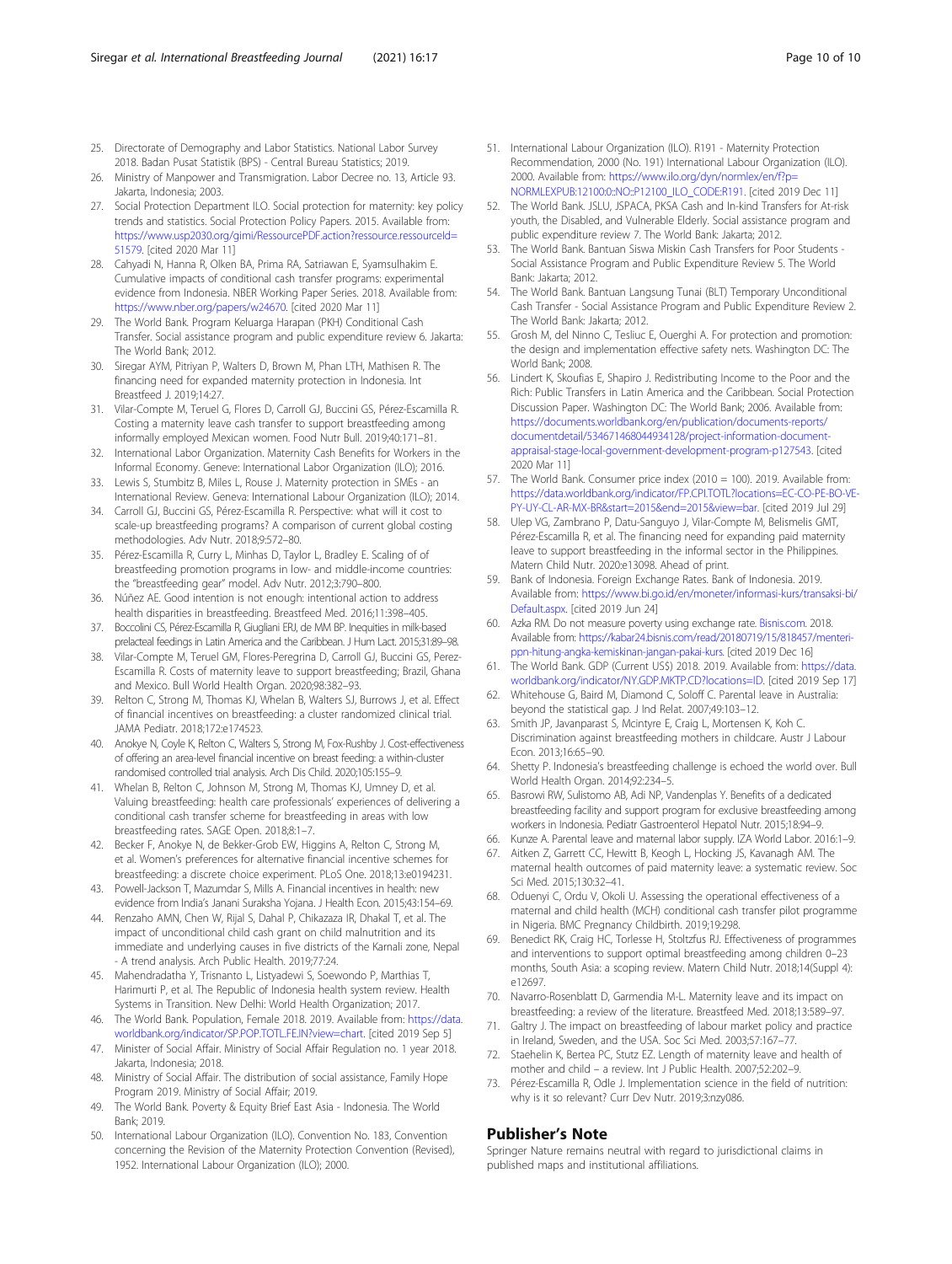25. Directorate of Demography and Labor Statistics. National Labor Survey 2018. Badan Pusat Statistik (BPS) - Central Bureau Statistics; 2019.
26. Ministry of Manpower and Transmigration. Labor Decree no. 13, Article 93. Jakarta, Indonesia; 2003.
27. Social Protection Department ILO. Social protection for maternity: key policy trends and statistics. Social Protection Policy Papers. 2015. Available from: https://www.usp2030.org/gimi/RessourcePDF.action?ressource.ressourceId=51579. [cited 2020 Mar 11]
28. Cahyadi N, Hanna R, Olken BA, Prima RA, Satriawan E, Syamsulhakim E. Cumulative impacts of conditional cash transfer programs: experimental evidence from Indonesia. NBER Working Paper Series. 2018. Available from: https://www.nber.org/papers/w24670. [cited 2020 Mar 11]
29. The World Bank. Program Keluarga Harapan (PKH) Conditional Cash Transfer. Social assistance program and public expenditure review 6. Jakarta: The World Bank; 2012.
30. Siregar AYM, Pitriyan P, Walters D, Brown M, Phan LTH, Mathisen R. The financing need for expanded maternity protection in Indonesia. Int Breastfeed J. 2019;14:27.
31. Vilar-Compte M, Teruel G, Flores D, Carroll GJ, Buccini GS, Pérez-Escamilla R. Costing a maternity leave cash transfer to support breastfeeding among informally employed Mexican women. Food Nutr Bull. 2019;40:171–81.
32. International Labor Organization. Maternity Cash Benefits for Workers in the Informal Economy. Geneve: International Labor Organization (ILO); 2016.
33. Lewis S, Stumbitz B, Miles L, Rouse J. Maternity protection in SMEs - an International Review. Geneva: International Labour Organization (ILO); 2014.
34. Carroll GJ, Buccini GS, Pérez-Escamilla R. Perspective: what will it cost to scale-up breastfeeding programs? A comparison of current global costing methodologies. Adv Nutr. 2018;9:572–80.
35. Pérez-Escamilla R, Curry L, Minhas D, Taylor L, Bradley E. Scaling of of breastfeeding promotion programs in low- and middle-income countries: the "breastfeeding gear" model. Adv Nutr. 2012;3:790–800.
36. Núñez AE. Good intention is not enough: intentional action to address health disparities in breastfeeding. Breastfeed Med. 2016;11:398–405.
37. Boccolini CS, Pérez-Escamilla R, Giugliani ERJ, de MM BP. Inequities in milk-based prelacteal feedings in Latin America and the Caribbean. J Hum Lact. 2015;31:89–98.
38. Vilar-Compte M, Teruel GM, Flores-Peregrina D, Carroll GJ, Buccini GS, Perez-Escamilla R. Costs of maternity leave to support breastfeeding; Brazil, Ghana and Mexico. Bull World Health Organ. 2020;98:382–93.
39. Relton C, Strong M, Thomas KJ, Whelan B, Walters SJ, Burrows J, et al. Effect of financial incentives on breastfeeding: a cluster randomized clinical trial. JAMA Pediatr. 2018;172:e174523.
40. Anokye N, Coyle K, Relton C, Walters S, Strong M, Fox-Rushby J. Cost-effectiveness of offering an area-level financial incentive on breast feeding: a within-cluster randomised controlled trial analysis. Arch Dis Child. 2020;105:155–9.
41. Whelan B, Relton C, Johnson M, Strong M, Thomas KJ, Umney D, et al. Valuing breastfeeding: health care professionals' experiences of delivering a conditional cash transfer scheme for breastfeeding in areas with low breastfeeding rates. SAGE Open. 2018;8:1–7.
42. Becker F, Anokye N, de Bekker-Grob EW, Higgins A, Relton C, Strong M, et al. Women's preferences for alternative financial incentive schemes for breastfeeding: a discrete choice experiment. PLoS One. 2018;13:e0194231.
43. Powell-Jackson T, Mazumdar S, Mills A. Financial incentives in health: new evidence from India's Janani Suraksha Yojana. J Health Econ. 2015;43:154–69.
44. Renzaho AMN, Chen W, Rijal S, Dahal P, Chikazaza IR, Dhakal T, et al. The impact of unconditional child cash grant on child malnutrition and its immediate and underlying causes in five districts of the Karnali zone, Nepal - A trend analysis. Arch Public Health. 2019;77:24.
45. Mahendradatha Y, Trisnanto L, Listyadewi S, Soewondo P, Marthias T, Harimurti P, et al. The Republic of Indonesia health system review. Health Systems in Transition. New Delhi: World Health Organization; 2017.
46. The World Bank. Population, Female 2018. 2019. Available from: https://data.worldbank.org/indicator/SP.POP.TOTL.FE.IN?view=chart. [cited 2019 Sep 5]
47. Minister of Social Affair. Ministry of Social Affair Regulation no. 1 year 2018. Jakarta, Indonesia; 2018.
48. Ministry of Social Affair. The distribution of social assistance, Family Hope Program 2019. Ministry of Social Affair; 2019.
49. The World Bank. Poverty & Equity Brief East Asia - Indonesia. The World Bank; 2019.
50. International Labour Organization (ILO). Convention No. 183, Convention concerning the Revision of the Maternity Protection Convention (Revised), 1952. International Labour Organization (ILO); 2000.
51. International Labour Organization (ILO). R191 - Maternity Protection Recommendation, 2000 (No. 191) International Labour Organization (ILO). 2000. Available from: https://www.ilo.org/dyn/normlex/en/f?p=NORMLEXPUB:12100:0::NO::P12100_ILO_CODE:R191. [cited 2019 Dec 11]
52. The World Bank. JSLU, JSPACA, PKSA Cash and In-kind Transfers for At-risk youth, the Disabled, and Vulnerable Elderly. Social assistance program and public expenditure review 7. The World Bank: Jakarta; 2012.
53. The World Bank. Bantuan Siswa Miskin Cash Transfers for Poor Students - Social Assistance Program and Public Expenditure Review 5. The World Bank: Jakarta; 2012.
54. The World Bank. Bantuan Langsung Tunai (BLT) Temporary Unconditional Cash Transfer - Social Assistance Program and Public Expenditure Review 2. The World Bank: Jakarta; 2012.
55. Grosh M, del Ninno C, Tesliuc E, Ouerghi A. For protection and promotion: the design and implementation effective safety nets. Washington DC: The World Bank; 2008.
56. Lindert K, Skoufias E, Shapiro J. Redistributing Income to the Poor and the Rich: Public Transfers in Latin America and the Caribbean. Social Protection Discussion Paper. Washington DC: The World Bank; 2006. Available from: https://documents.worldbank.org/en/publication/documents-reports/documentdetail/534671468044934128/project-information-document-appraisal-stage-local-government-development-program-p127543. [cited 2020 Mar 11]
57. The World Bank. Consumer price index (2010 = 100). 2019. Available from: https://data.worldbank.org/indicator/FP.CPI.TOTL?locations=EC-CO-PE-BO-VE-PY-UY-CL-AR-MX-BR&start=2015&end=2015&view=bar. [cited 2019 Jul 29]
58. Ulep VG, Zambrano P, Datu-Sanguyo J, Vilar-Compte M, Belismelis GMT, Pérez-Escamilla R, et al. The financing need for expanding paid maternity leave to support breastfeeding in the informal sector in the Philippines. Matern Child Nutr. 2020:e13098. Ahead of print.
59. Bank of Indonesia. Foreign Exchange Rates. Bank of Indonesia. 2019. Available from: https://www.bi.go.id/en/moneter/informasi-kurs/transaksi-bi/Default.aspx. [cited 2019 Jun 24]
60. Azka RM. Do not measure poverty using exchange rate. Bisnis.com. 2018. Available from: https://kabar24.bisnis.com/read/20180719/15/818457/menteri-ppn-hitung-angka-kemiskinan-jangan-pakai-kurs. [cited 2019 Dec 16]
61. The World Bank. GDP (Current US$) 2018. 2019. Available from: https://data.worldbank.org/indicator/NY.GDP.MKTP.CD?locations=ID. [cited 2019 Sep 17]
62. Whitehouse G, Baird M, Diamond C, Soloff C. Parental leave in Australia: beyond the statistical gap. J Ind Relat. 2007;49:103–12.
63. Smith JP, Javanparast S, Mcintyre E, Craig L, Mortensen K, Koh C. Discrimination against breastfeeding mothers in childcare. Austr J Labour Econ. 2013;16:65–90.
64. Shetty P. Indonesia's breastfeeding challenge is echoed the world over. Bull World Health Organ. 2014;92:234–5.
65. Basrowi RW, Sulistomo AB, Adi NP, Vandenplas Y. Benefits of a dedicated breastfeeding facility and support program for exclusive breastfeeding among workers in Indonesia. Pediatr Gastroenterol Hepatol Nutr. 2015;18:94–9.
66. Kunze A. Parental leave and maternal labor supply. IZA World Labor. 2016:1–9.
67. Aitken Z, Garrett CC, Hewitt B, Keogh L, Hocking JS, Kavanagh AM. The maternal health outcomes of paid maternity leave: a systematic review. Soc Sci Med. 2015;130:32–41.
68. Oduenyi C, Ordu V, Okoli U. Assessing the operational effectiveness of a maternal and child health (MCH) conditional cash transfer pilot programme in Nigeria. BMC Pregnancy Childbirth. 2019;19:298.
69. Benedict RK, Craig HC, Torlesse H, Stoltzfus RJ. Effectiveness of programmes and interventions to support optimal breastfeeding among children 0–23 months, South Asia: a scoping review. Matern Child Nutr. 2018;14(Suppl 4):e12697.
70. Navarro-Rosenblatt D, Garmendia M-L. Maternity leave and its impact on breastfeeding: a review of the literature. Breastfeed Med. 2018;13:589–97.
71. Galtry J. The impact on breastfeeding of labour market policy and practice in Ireland, Sweden, and the USA. Soc Sci Med. 2003;57:167–77.
72. Staehelin K, Bertea PC, Stutz EZ. Length of maternity leave and health of mother and child – a review. Int J Public Health. 2007;52:202–9.
73. Pérez-Escamilla R, Odle J. Implementation science in the field of nutrition: why is it so relevant? Curr Dev Nutr. 2019;3:nzy086.

## Publisher's Note

Springer Nature remains neutral with regard to jurisdictional claims in published maps and institutional affiliations.